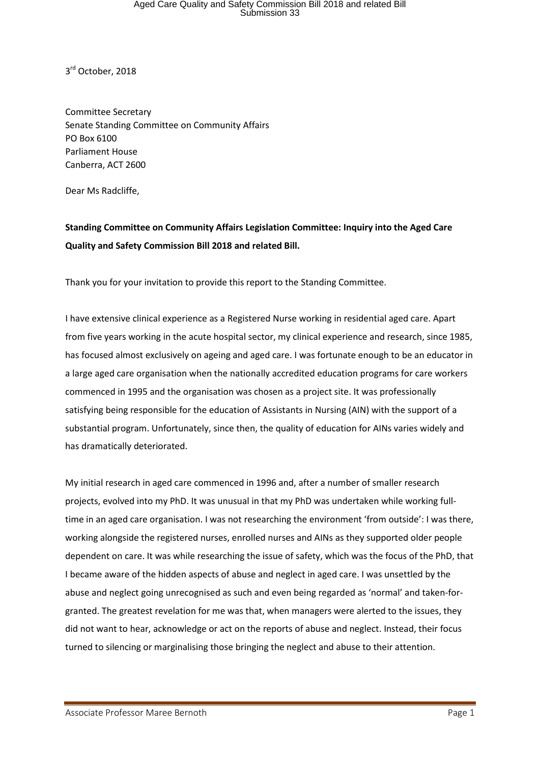3rd October, 2018

Committee Secretary
Senate Standing Committee on Community Affairs
PO Box 6100
Parliament House
Canberra, ACT 2600

Dear Ms Radcliffe,

**Standing Committee on Community Affairs Legislation Committee: Inquiry into the Aged Care Quality and Safety Commission Bill 2018 and related Bill.**

Thank you for your invitation to provide this report to the Standing Committee.

I have extensive clinical experience as a Registered Nurse working in residential aged care. Apart from five years working in the acute hospital sector, my clinical experience and research, since 1985, has focused almost exclusively on ageing and aged care. I was fortunate enough to be an educator in a large aged care organisation when the nationally accredited education programs for care workers commenced in 1995 and the organisation was chosen as a project site. It was professionally satisfying being responsible for the education of Assistants in Nursing (AIN) with the support of a substantial program. Unfortunately, since then, the quality of education for AINs varies widely and has dramatically deteriorated.

My initial research in aged care commenced in 1996 and, after a number of smaller research projects, evolved into my PhD. It was unusual in that my PhD was undertaken while working full-time in an aged care organisation. I was not researching the environment 'from outside': I was there, working alongside the registered nurses, enrolled nurses and AINs as they supported older people dependent on care. It was while researching the issue of safety, which was the focus of the PhD, that I became aware of the hidden aspects of abuse and neglect in aged care. I was unsettled by the abuse and neglect going unrecognised as such and even being regarded as 'normal' and taken-for-granted. The greatest revelation for me was that, when managers were alerted to the issues, they did not want to hear, acknowledge or act on the reports of abuse and neglect. Instead, their focus turned to silencing or marginalising those bringing the neglect and abuse to their attention.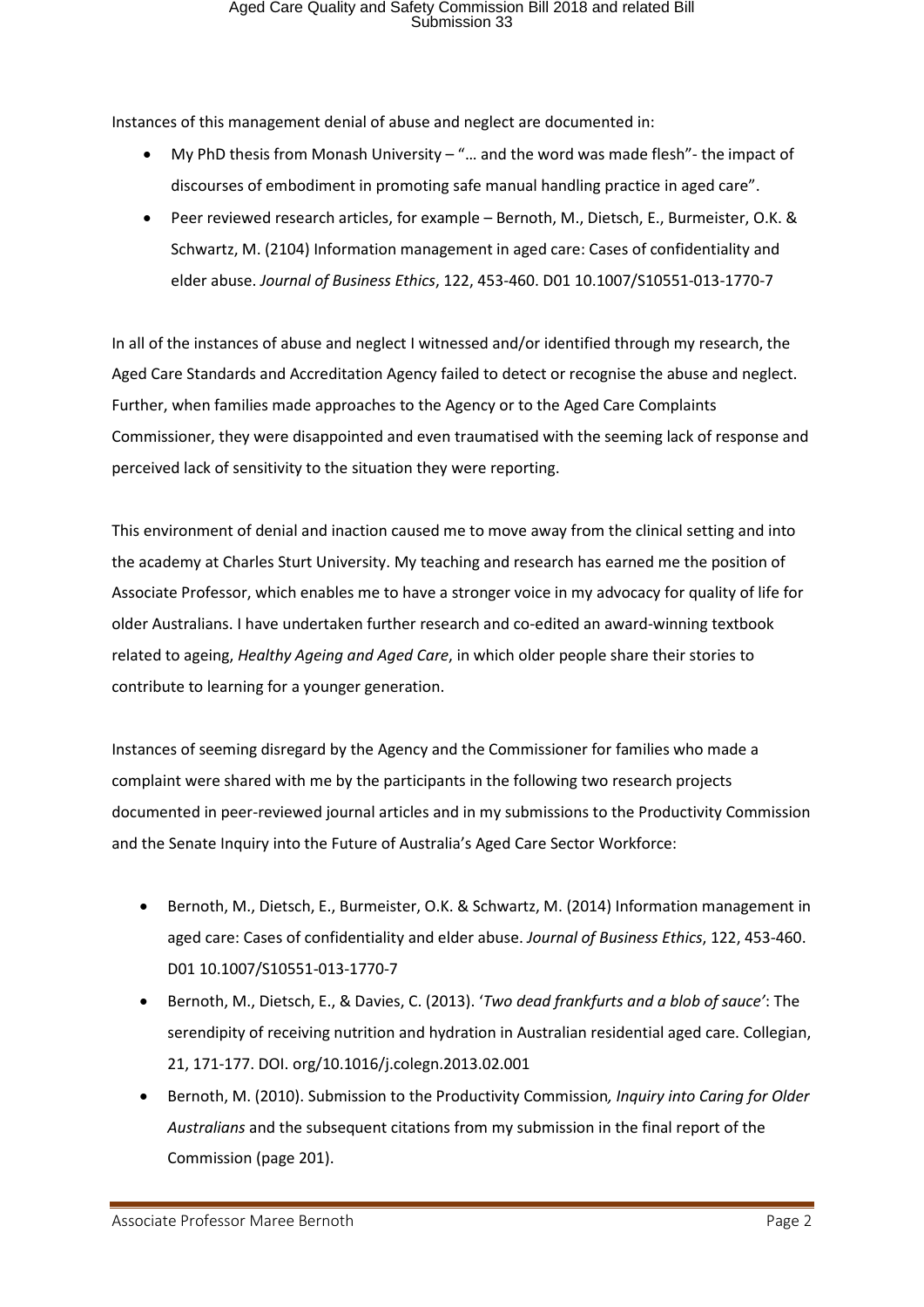Instances of this management denial of abuse and neglect are documented in:

- My PhD thesis from Monash University – "… and the word was made flesh"- the impact of discourses of embodiment in promoting safe manual handling practice in aged care".
- Peer reviewed research articles, for example – Bernoth, M., Dietsch, E., Burmeister, O.K. & Schwartz, M. (2104) Information management in aged care: Cases of confidentiality and elder abuse. *Journal of Business Ethics*, 122, 453-460. D01 10.1007/S10551-013-1770-7

In all of the instances of abuse and neglect I witnessed and/or identified through my research, the Aged Care Standards and Accreditation Agency failed to detect or recognise the abuse and neglect. Further, when families made approaches to the Agency or to the Aged Care Complaints Commissioner, they were disappointed and even traumatised with the seeming lack of response and perceived lack of sensitivity to the situation they were reporting.

This environment of denial and inaction caused me to move away from the clinical setting and into the academy at Charles Sturt University. My teaching and research has earned me the position of Associate Professor, which enables me to have a stronger voice in my advocacy for quality of life for older Australians. I have undertaken further research and co-edited an award-winning textbook related to ageing, *Healthy Ageing and Aged Care*, in which older people share their stories to contribute to learning for a younger generation.

Instances of seeming disregard by the Agency and the Commissioner for families who made a complaint were shared with me by the participants in the following two research projects documented in peer-reviewed journal articles and in my submissions to the Productivity Commission and the Senate Inquiry into the Future of Australia's Aged Care Sector Workforce:

- Bernoth, M., Dietsch, E., Burmeister, O.K. & Schwartz, M. (2014) Information management in aged care: Cases of confidentiality and elder abuse. *Journal of Business Ethics*, 122, 453-460. D01 10.1007/S10551-013-1770-7
- Bernoth, M., Dietsch, E., & Davies, C. (2013). '*Two dead frankfurts and a blob of sauce'*: The serendipity of receiving nutrition and hydration in Australian residential aged care. Collegian, 21, 171-177. DOI. org/10.1016/j.colegn.2013.02.001
- Bernoth, M. (2010). Submission to the Productivity Commission*, Inquiry into Caring for Older Australians* and the subsequent citations from my submission in the final report of the Commission (page 201).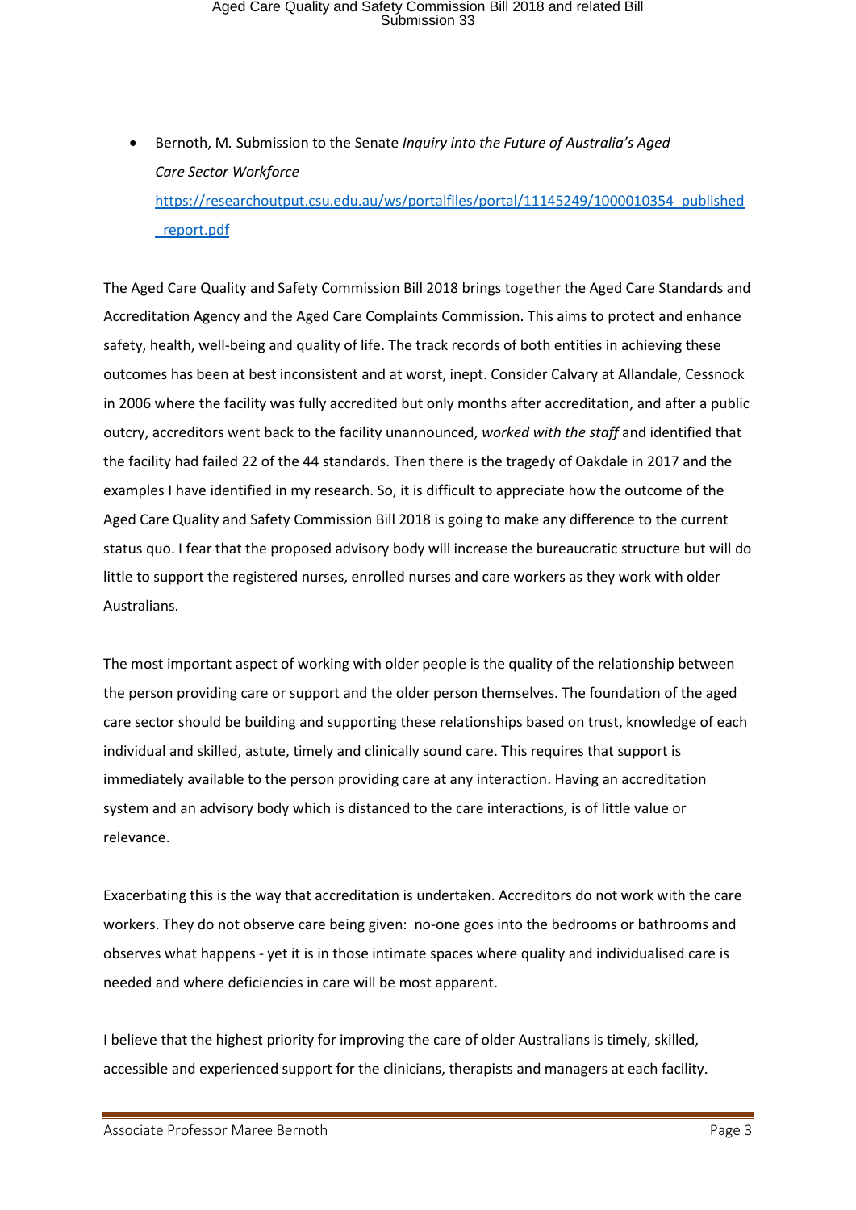- Bernoth, M. Submission to the Senate *Inquiry into the Future of Australia's Aged Care Sector Workforce* https://researchoutput.csu.edu.au/ws/portalfiles/portal/11145249/1000010354_published_report.pdf

The Aged Care Quality and Safety Commission Bill 2018 brings together the Aged Care Standards and Accreditation Agency and the Aged Care Complaints Commission. This aims to protect and enhance safety, health, well-being and quality of life. The track records of both entities in achieving these outcomes has been at best inconsistent and at worst, inept. Consider Calvary at Allandale, Cessnock in 2006 where the facility was fully accredited but only months after accreditation, and after a public outcry, accreditors went back to the facility unannounced, *worked with the staff* and identified that the facility had failed 22 of the 44 standards. Then there is the tragedy of Oakdale in 2017 and the examples I have identified in my research. So, it is difficult to appreciate how the outcome of the Aged Care Quality and Safety Commission Bill 2018 is going to make any difference to the current status quo. I fear that the proposed advisory body will increase the bureaucratic structure but will do little to support the registered nurses, enrolled nurses and care workers as they work with older Australians.

The most important aspect of working with older people is the quality of the relationship between the person providing care or support and the older person themselves. The foundation of the aged care sector should be building and supporting these relationships based on trust, knowledge of each individual and skilled, astute, timely and clinically sound care. This requires that support is immediately available to the person providing care at any interaction. Having an accreditation system and an advisory body which is distanced to the care interactions, is of little value or relevance.

Exacerbating this is the way that accreditation is undertaken. Accreditors do not work with the care workers. They do not observe care being given: no-one goes into the bedrooms or bathrooms and observes what happens - yet it is in those intimate spaces where quality and individualised care is needed and where deficiencies in care will be most apparent.

I believe that the highest priority for improving the care of older Australians is timely, skilled, accessible and experienced support for the clinicians, therapists and managers at each facility.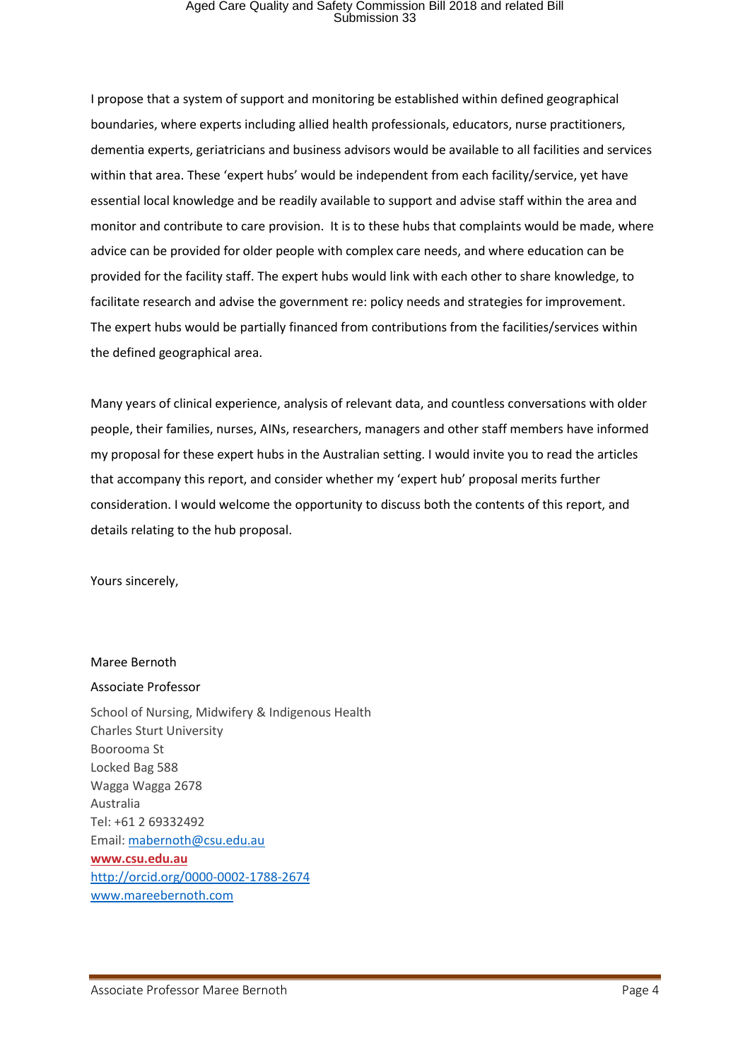I propose that a system of support and monitoring be established within defined geographical boundaries, where experts including allied health professionals, educators, nurse practitioners, dementia experts, geriatricians and business advisors would be available to all facilities and services within that area. These 'expert hubs' would be independent from each facility/service, yet have essential local knowledge and be readily available to support and advise staff within the area and monitor and contribute to care provision. It is to these hubs that complaints would be made, where advice can be provided for older people with complex care needs, and where education can be provided for the facility staff. The expert hubs would link with each other to share knowledge, to facilitate research and advise the government re: policy needs and strategies for improvement. The expert hubs would be partially financed from contributions from the facilities/services within the defined geographical area.

Many years of clinical experience, analysis of relevant data, and countless conversations with older people, their families, nurses, AINs, researchers, managers and other staff members have informed my proposal for these expert hubs in the Australian setting. I would invite you to read the articles that accompany this report, and consider whether my 'expert hub' proposal merits further consideration. I would welcome the opportunity to discuss both the contents of this report, and details relating to the hub proposal.

Yours sincerely,

Maree Bernoth

Associate Professor

School of Nursing, Midwifery & Indigenous Health
Charles Sturt University
Boorooma St
Locked Bag 588
Wagga Wagga 2678
Australia
Tel: +61 2 69332492
Email: mabernoth@csu.edu.au
**www.csu.edu.au**
http://orcid.org/0000-0002-1788-2674
www.mareebernoth.com